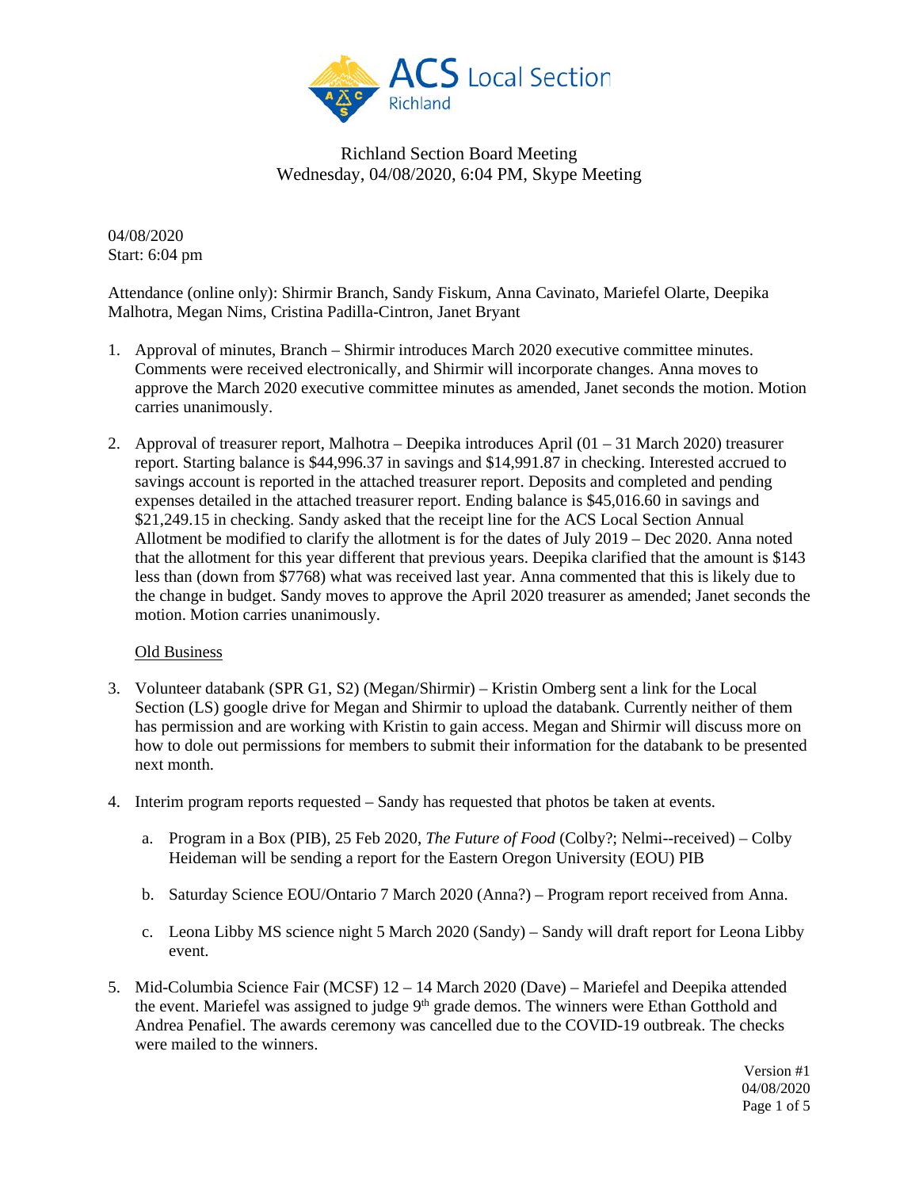ACS Local Section Richland

# Richland Section Board Meeting
Wednesday, 04/08/2020, 6:04 PM, Skype Meeting

04/08/2020
Start: 6:04 pm

Attendance (online only): Shirmir Branch, Sandy Fiskum, Anna Cavinato, Mariefel Olarte, Deepika Malhotra, Megan Nims, Cristina Padilla-Cintron, Janet Bryant

1. Approval of minutes, Branch – Shirmir introduces March 2020 executive committee minutes. Comments were received electronically, and Shirmir will incorporate changes. Anna moves to approve the March 2020 executive committee minutes as amended, Janet seconds the motion. Motion carries unanimously.

2. Approval of treasurer report, Malhotra – Deepika introduces April (01 – 31 March 2020) treasurer report. Starting balance is $44,996.37 in savings and $14,991.87 in checking. Interested accrued to savings account is reported in the attached treasurer report. Deposits and completed and pending expenses detailed in the attached treasurer report. Ending balance is $45,016.60 in savings and $21,249.15 in checking. Sandy asked that the receipt line for the ACS Local Section Annual Allotment be modified to clarify the allotment is for the dates of July 2019 – Dec 2020. Anna noted that the allotment for this year different that previous years. Deepika clarified that the amount is $143 less than (down from $7768) what was received last year. Anna commented that this is likely due to the change in budget. Sandy moves to approve the April 2020 treasurer as amended; Janet seconds the motion. Motion carries unanimously.

   Old Business

3. Volunteer databank (SPR G1, S2) (Megan/Shirmir) – Kristin Omberg sent a link for the Local Section (LS) google drive for Megan and Shirmir to upload the databank. Currently neither of them has permission and are working with Kristin to gain access. Megan and Shirmir will discuss more on how to dole out permissions for members to submit their information for the databank to be presented next month.

4. Interim program reports requested – Sandy has requested that photos be taken at events.

   a. Program in a Box (PIB), 25 Feb 2020, *The Future of Food* (Colby?; Nelmi--received) – Colby Heideman will be sending a report for the Eastern Oregon University (EOU) PIB

   b. Saturday Science EOU/Ontario 7 March 2020 (Anna?) – Program report received from Anna.

   c. Leona Libby MS science night 5 March 2020 (Sandy) – Sandy will draft report for Leona Libby event.

5. Mid-Columbia Science Fair (MCSF) 12 – 14 March 2020 (Dave) – Mariefel and Deepika attended the event. Mariefel was assigned to judge 9th grade demos. The winners were Ethan Gotthold and Andrea Penafiel. The awards ceremony was cancelled due to the COVID-19 outbreak. The checks were mailed to the winners.

Version #1
04/08/2020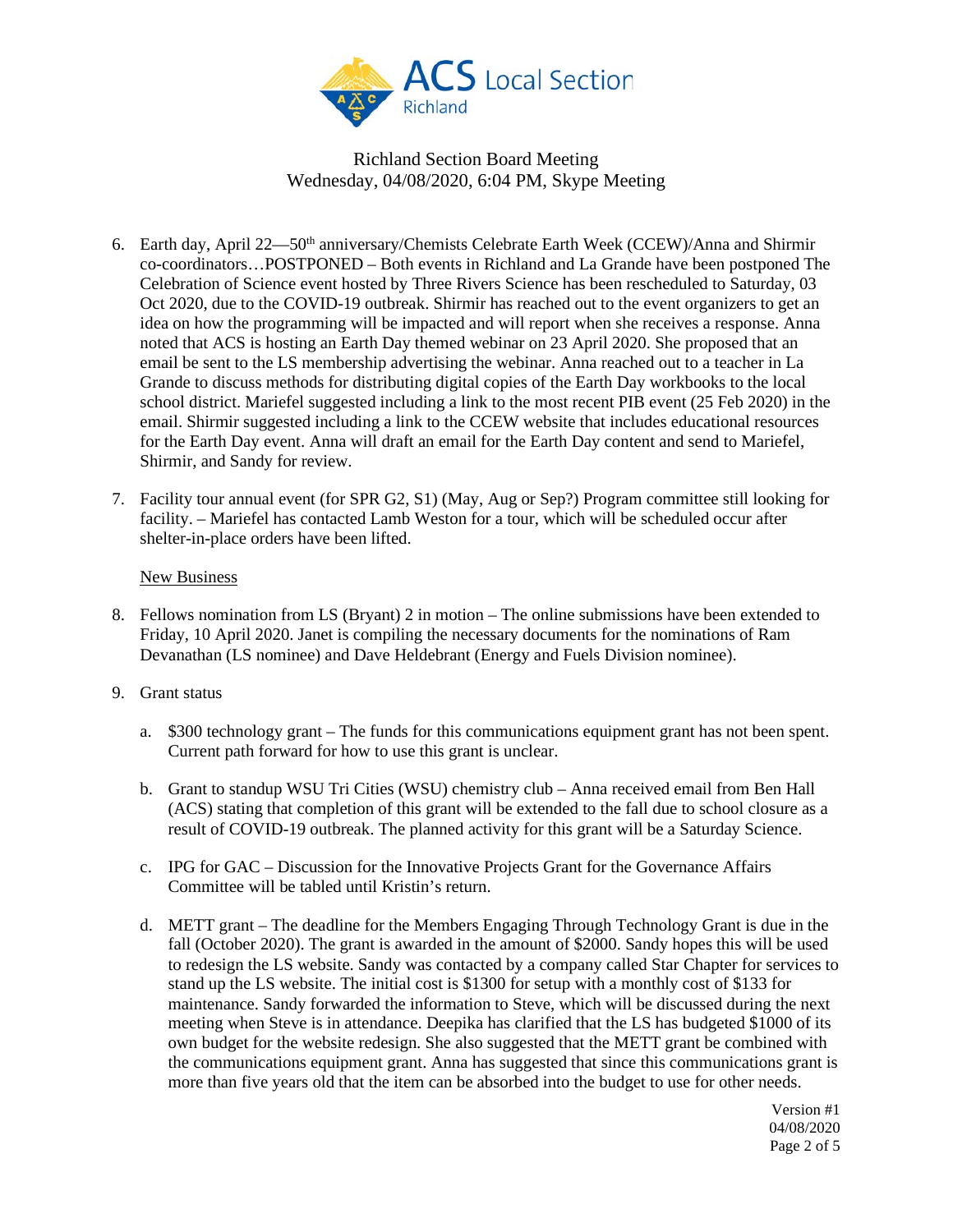Richland Section Board Meeting
Wednesday, 04/08/2020, 6:04 PM, Skype Meeting

6. Earth day, April 22—50th anniversary/Chemists Celebrate Earth Week (CCEW)/Anna and Shirmir co-coordinators…POSTPONED – Both events in Richland and La Grande have been postponed The Celebration of Science event hosted by Three Rivers Science has been rescheduled to Saturday, 03 Oct 2020, due to the COVID-19 outbreak. Shirmir has reached out to the event organizers to get an idea on how the programming will be impacted and will report when she receives a response. Anna noted that ACS is hosting an Earth Day themed webinar on 23 April 2020. She proposed that an email be sent to the LS membership advertising the webinar. Anna reached out to a teacher in La Grande to discuss methods for distributing digital copies of the Earth Day workbooks to the local school district. Mariefel suggested including a link to the most recent PIB event (25 Feb 2020) in the email. Shirmir suggested including a link to the CCEW website that includes educational resources for the Earth Day event. Anna will draft an email for the Earth Day content and send to Mariefel, Shirmir, and Sandy for review.

7. Facility tour annual event (for SPR G2, S1) (May, Aug or Sep?) Program committee still looking for facility. – Mariefel has contacted Lamb Weston for a tour, which will be scheduled occur after shelter-in-place orders have been lifted.

New Business

8. Fellows nomination from LS (Bryant) 2 in motion – The online submissions have been extended to Friday, 10 April 2020. Janet is compiling the necessary documents for the nominations of Ram Devanathan (LS nominee) and Dave Heldebrant (Energy and Fuels Division nominee).

9. Grant status

   a. $300 technology grant – The funds for this communications equipment grant has not been spent. Current path forward for how to use this grant is unclear.

   b. Grant to standup WSU Tri Cities (WSU) chemistry club – Anna received email from Ben Hall (ACS) stating that completion of this grant will be extended to the fall due to school closure as a result of COVID-19 outbreak. The planned activity for this grant will be a Saturday Science.

   c. IPG for GAC – Discussion for the Innovative Projects Grant for the Governance Affairs Committee will be tabled until Kristin's return.

   d. METT grant – The deadline for the Members Engaging Through Technology Grant is due in the fall (October 2020). The grant is awarded in the amount of $2000. Sandy hopes this will be used to redesign the LS website. Sandy was contacted by a company called Star Chapter for services to stand up the LS website. The initial cost is $1300 for setup with a monthly cost of $133 for maintenance. Sandy forwarded the information to Steve, which will be discussed during the next meeting when Steve is in attendance. Deepika has clarified that the LS has budgeted $1000 of its own budget for the website redesign. She also suggested that the METT grant be combined with the communications equipment grant. Anna has suggested that since this communications grant is more than five years old that the item can be absorbed into the budget to use for other needs.

Version #1
04/08/2020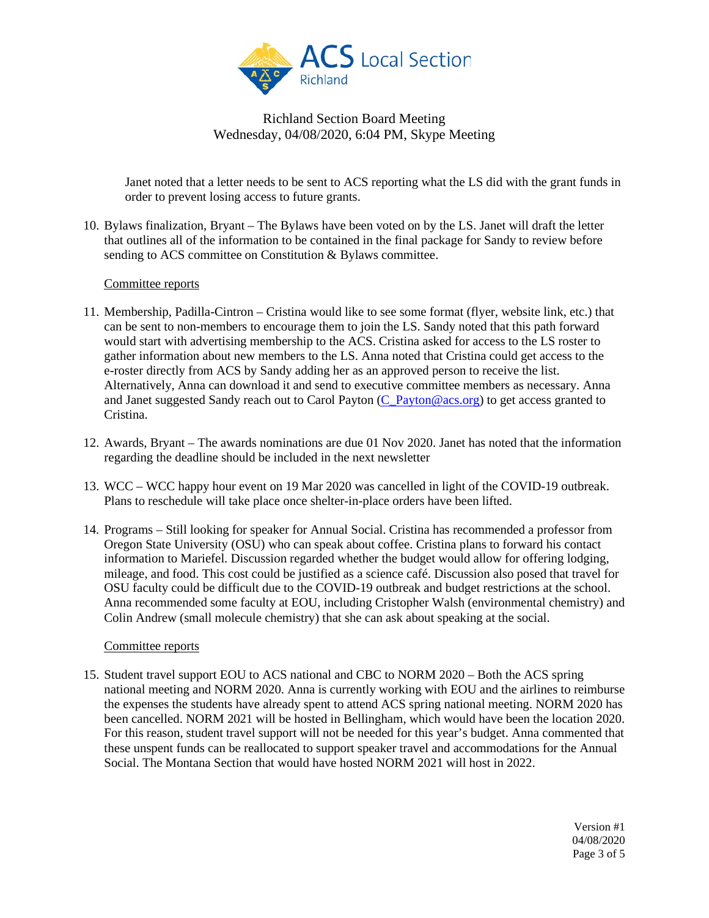# Richland Section Board Meeting

Wednesday, 04/08/2020, 6:04 PM, Skype Meeting

Janet noted that a letter needs to be sent to ACS reporting what the LS did with the grant funds in order to prevent losing access to future grants.

10. Bylaws finalization, Bryant – The Bylaws have been voted on by the LS. Janet will draft the letter that outlines all of the information to be contained in the final package for Sandy to review before sending to ACS committee on Constitution & Bylaws committee.

Committee reports

11. Membership, Padilla-Cintron – Cristina would like to see some format (flyer, website link, etc.) that can be sent to non-members to encourage them to join the LS. Sandy noted that this path forward would start with advertising membership to the ACS. Cristina asked for access to the LS roster to gather information about new members to the LS. Anna noted that Cristina could get access to the e-roster directly from ACS by Sandy adding her as an approved person to receive the list. Alternatively, Anna can download it and send to executive committee members as necessary. Anna and Janet suggested Sandy reach out to Carol Payton (C_Payton@acs.org) to get access granted to Cristina.
12. Awards, Bryant – The awards nominations are due 01 Nov 2020. Janet has noted that the information regarding the deadline should be included in the next newsletter
13. WCC – WCC happy hour event on 19 Mar 2020 was cancelled in light of the COVID-19 outbreak. Plans to reschedule will take place once shelter-in-place orders have been lifted.
14. Programs – Still looking for speaker for Annual Social. Cristina has recommended a professor from Oregon State University (OSU) who can speak about coffee. Cristina plans to forward his contact information to Mariefel. Discussion regarded whether the budget would allow for offering lodging, mileage, and food. This cost could be justified as a science café. Discussion also posed that travel for OSU faculty could be difficult due to the COVID-19 outbreak and budget restrictions at the school. Anna recommended some faculty at EOU, including Cristopher Walsh (environmental chemistry) and Colin Andrew (small molecule chemistry) that she can ask about speaking at the social.

Committee reports

15. Student travel support EOU to ACS national and CBC to NORM 2020 – Both the ACS spring national meeting and NORM 2020. Anna is currently working with EOU and the airlines to reimburse the expenses the students have already spent to attend ACS spring national meeting. NORM 2020 has been cancelled. NORM 2021 will be hosted in Bellingham, which would have been the location 2020. For this reason, student travel support will not be needed for this year's budget. Anna commented that these unspent funds can be reallocated to support speaker travel and accommodations for the Annual Social. The Montana Section that would have hosted NORM 2021 will host in 2022.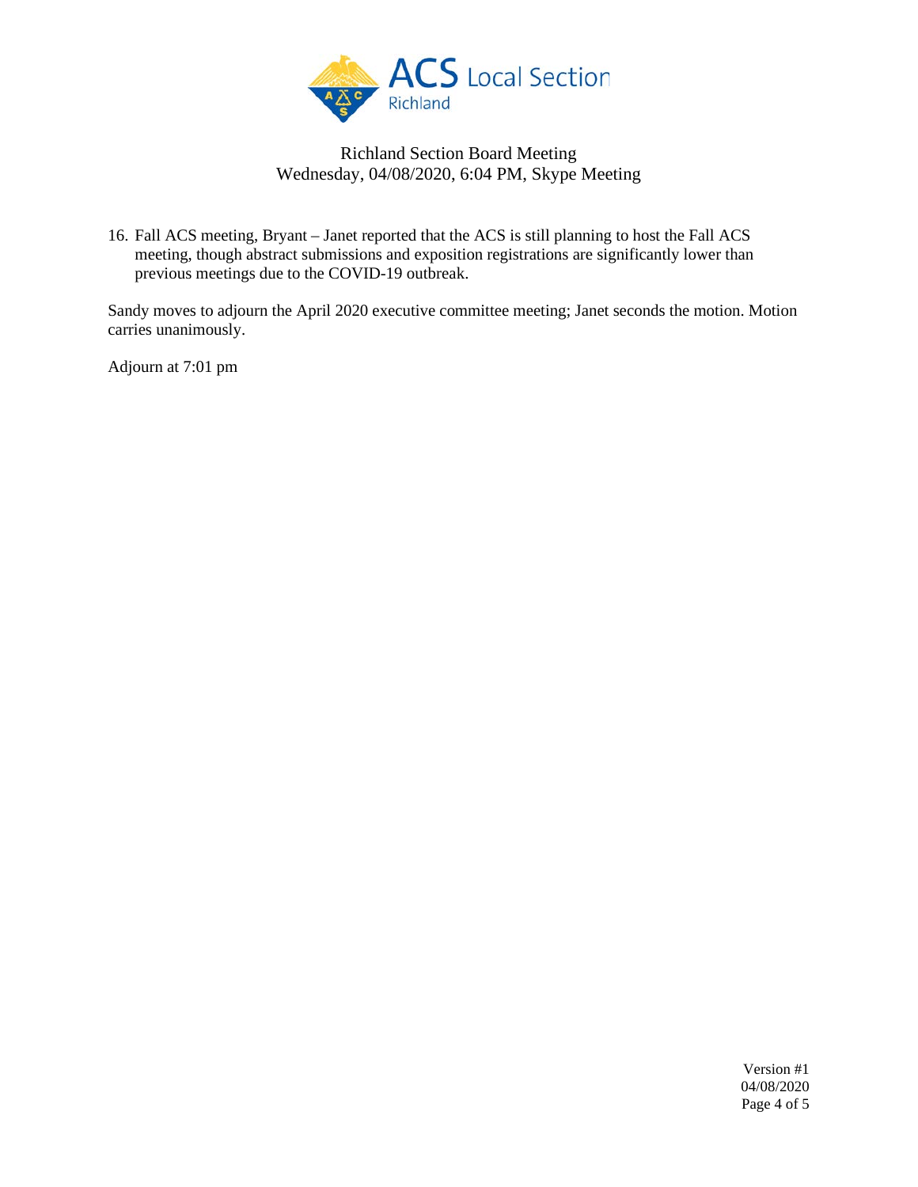16. Fall ACS meeting, Bryant – Janet reported that the ACS is still planning to host the Fall ACS meeting, though abstract submissions and exposition registrations are significantly lower than previous meetings due to the COVID-19 outbreak.

Sandy moves to adjourn the April 2020 executive committee meeting; Janet seconds the motion. Motion carries unanimously.

Adjourn at 7:01 pm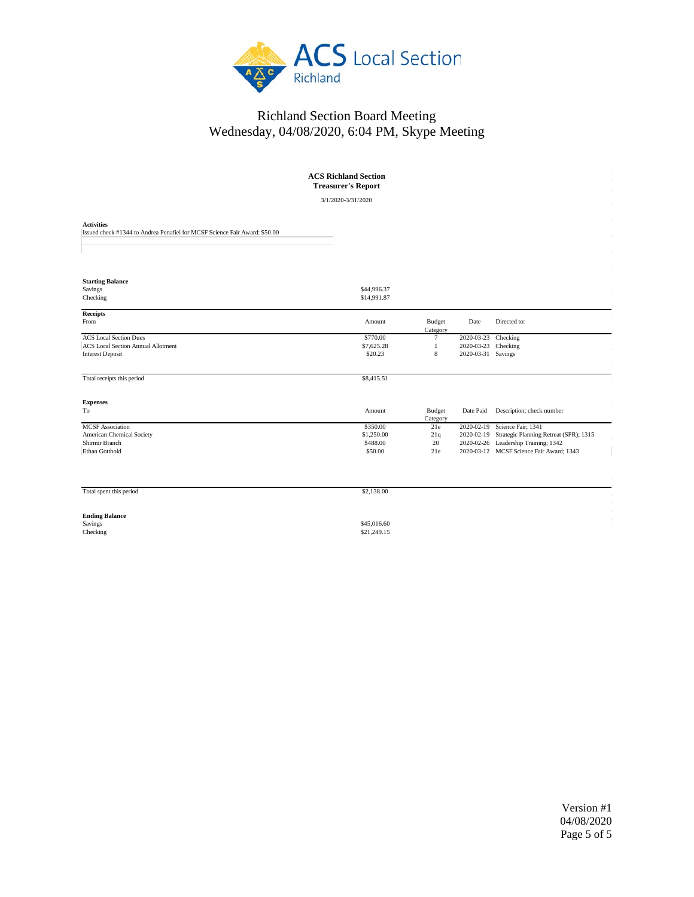# Richland Section Board Meeting
Wednesday, 04/08/2020, 6:04 PM, Skype Meeting

**ACS Richland Section**
**Treasurer's Report**

3/1/2020-3/31/2020

**Activities**

Issued check #1344 to Andrea Penafiel for MCSF Science Fair Award: $50.00

**Starting Balance**

| | |
|---|---|
| Savings | $44,996.37 |
| Checking | $14,991.87 |

**Receipts**

| From | Amount | Budget Category | Date | Directed to: |
|---|---|---|---|---|
| ACS Local Section Dues | $770.00 | 7 | 2020-03-23 | Checking |
| ACS Local Section Annual Allotment | $7,625.28 | 1 | 2020-03-23 | Checking |
| Interest Deposit | $20.23 | 8 | 2020-03-31 | Savings |
| Total receipts this period | $8,415.51 | | | |

**Expenses**

| To | Amount | Budget Category | Date Paid | Description; check number |
|---|---|---|---|---|
| MCSF Association | $350.00 | 21e | 2020-02-19 | Science Fair; 1341 |
| American Chemical Society | $1,250.00 | 21q | 2020-02-19 | Strategic Planning Retreat (SPR); 1315 |
| Shirmir Branch | $488.00 | 20 | 2020-02-26 | Leadership Training; 1342 |
| Ethan Gotthold | $50.00 | 21e | 2020-03-12 | MCSF Science Fair Award; 1343 |
| Total spent this period | $2,138.00 | | | |

**Ending Balance**

| | |
|---|---|
| Savings | $45,016.60 |
| Checking | $21,249.15 |

Version #1
04/08/2020